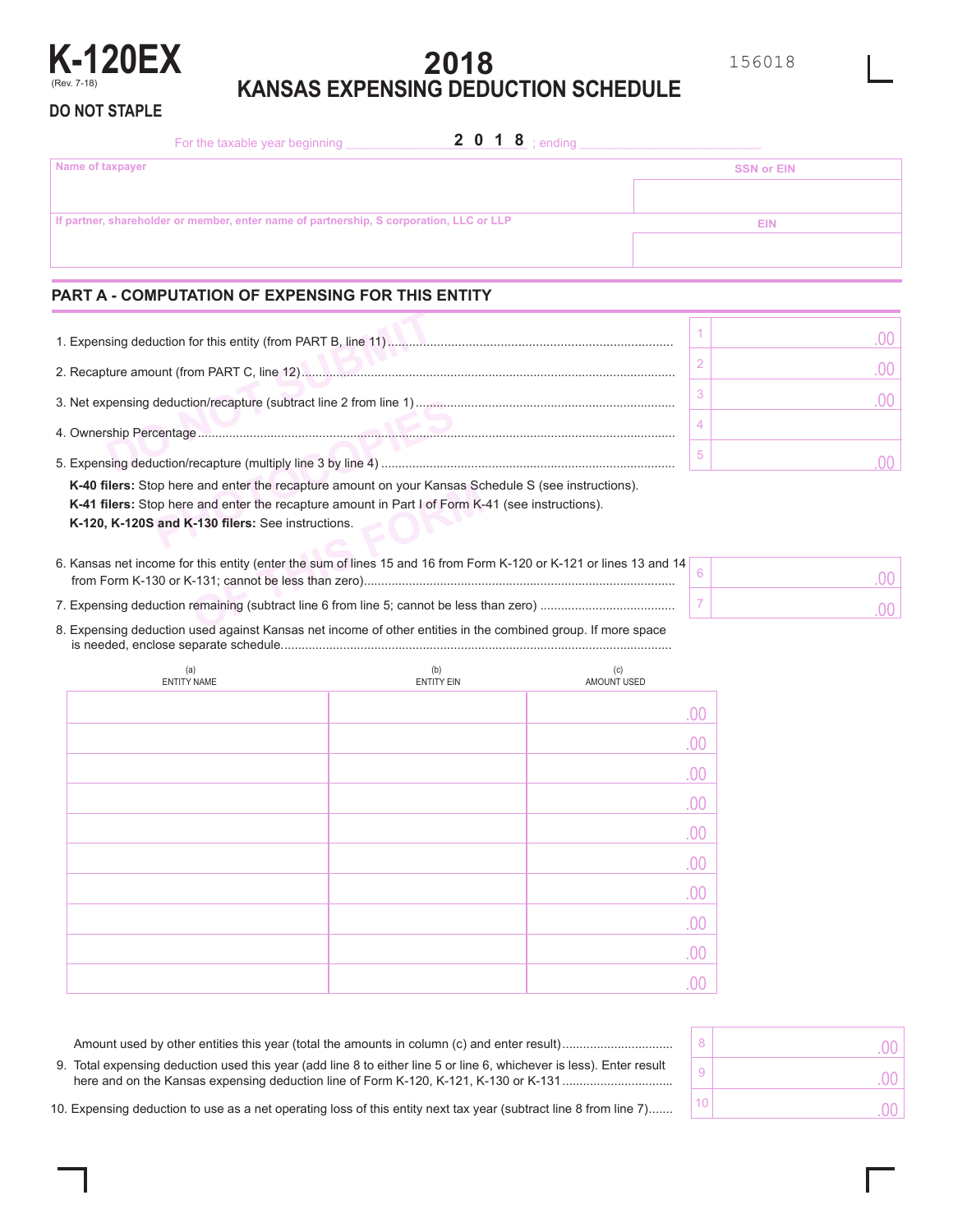# K-120EX

(Rev. 7-18)

**DO NOT STAPLE**

## 2018
## KANSAS EXPENSING DEDUCTION SCHEDULE

156018

For the taxable year beginning ____________ **2 0 1 8** ; ending ____________

| Name of taxpayer | SSN or EIN |
|---|---|
| | |
| **If partner, shareholder or member, enter name of partnership, S corporation, LLC or LLP** | **EIN** |
| | |

### PART A - COMPUTATION OF EXPENSING FOR THIS ENTITY

| | | |
|---|---|---|
| 1. Expensing deduction for this entity (from PART B, line 11) | 1 | .00 |
| 2. Recapture amount (from PART C, line 12) | 2 | .00 |
| 3. Net expensing deduction/recapture (subtract line 2 from line 1) | 3 | .00 |
| 4. Ownership Percentage | 4 | |
| 5. Expensing deduction/recapture (multiply line 3 by line 4) | 5 | .00 |

**K-40 filers:** Stop here and enter the recapture amount on your Kansas Schedule S (see instructions).
**K-41 filers:** Stop here and enter the recapture amount in Part I of Form K-41 (see instructions).
**K-120, K-120S and K-130 filers:** See instructions.

| | | |
|---|---|---|
| 6. Kansas net income for this entity (enter the sum of lines 15 and 16 from Form K-120 or K-121 or lines 13 and 14 from Form K-130 or K-131; cannot be less than zero) | 6 | .00 |
| 7. Expensing deduction remaining (subtract line 6 from line 5; cannot be less than zero) | 7 | .00 |

8. Expensing deduction used against Kansas net income of other entities in the combined group. If more space is needed, enclose separate schedule.

| (a) ENTITY NAME | (b) ENTITY EIN | (c) AMOUNT USED |
|---|---|---|
| | | .00 |
| | | .00 |
| | | .00 |
| | | .00 |
| | | .00 |
| | | .00 |
| | | .00 |
| | | .00 |
| | | .00 |
| | | .00 |

| | | |
|---|---|---|
| Amount used by other entities this year (total the amounts in column (c) and enter result) | 8 | .00 |
| 9. Total expensing deduction used this year (add line 8 to either line 5 or line 6, whichever is less). Enter result here and on the Kansas expensing deduction line of Form K-120, K-121, K-130 or K-131 | 9 | .00 |
| 10. Expensing deduction to use as a net operating loss of this entity next tax year (subtract line 8 from line 7) | 10 | .00 |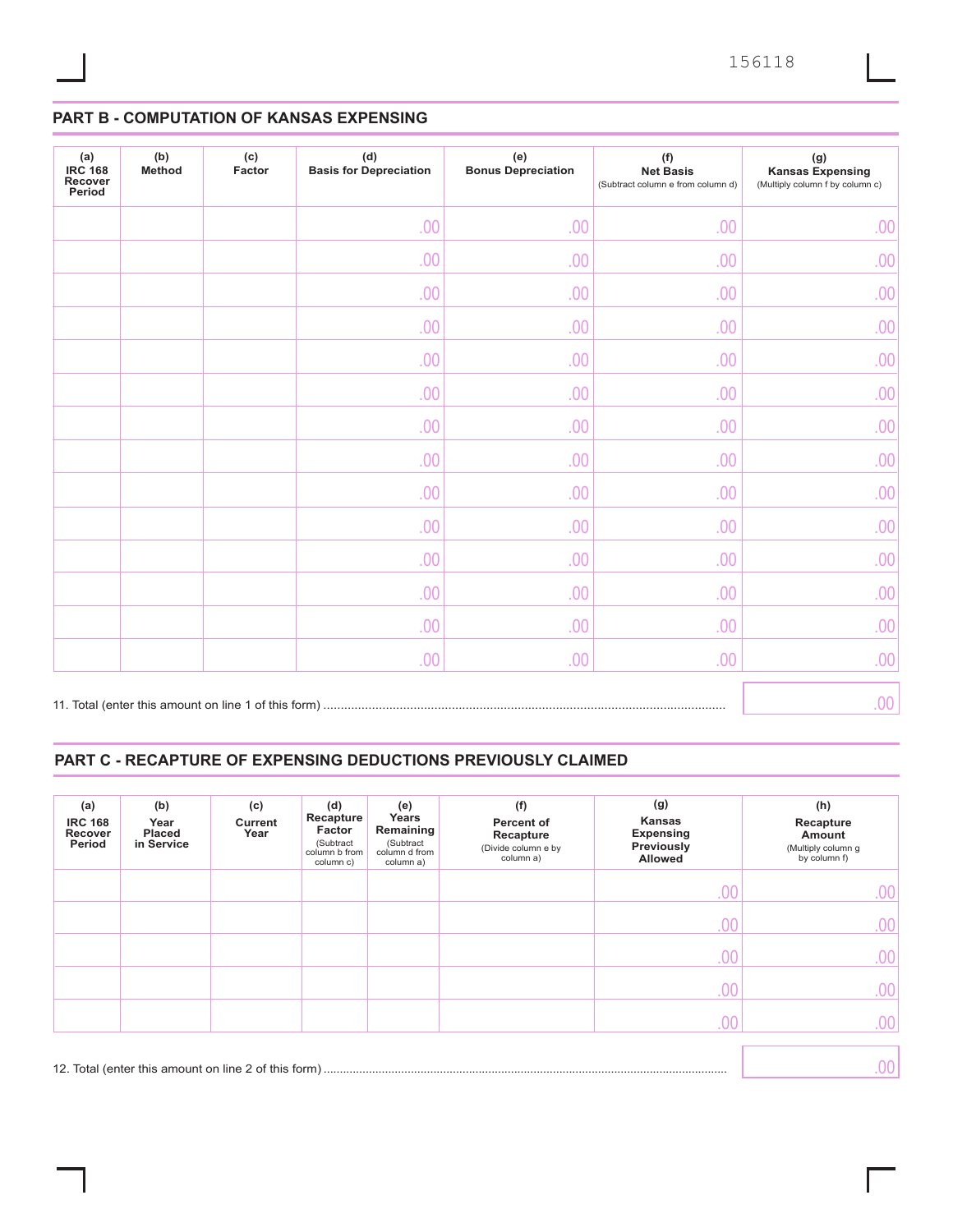## PART B - COMPUTATION OF KANSAS EXPENSING

| (a) IRC 168 Recover Period | (b) Method | (c) Factor | (d) Basis for Depreciation | (e) Bonus Depreciation | (f) Net Basis (Subtract column e from column d) | (g) Kansas Expensing (Multiply column f by column c) |
|---|---|---|---|---|---|---|
| | | | .00 | .00 | .00 | .00 |
| | | | .00 | .00 | .00 | .00 |
| | | | .00 | .00 | .00 | .00 |
| | | | .00 | .00 | .00 | .00 |
| | | | .00 | .00 | .00 | .00 |
| | | | .00 | .00 | .00 | .00 |
| | | | .00 | .00 | .00 | .00 |
| | | | .00 | .00 | .00 | .00 |
| | | | .00 | .00 | .00 | .00 |
| | | | .00 | .00 | .00 | .00 |
| | | | .00 | .00 | .00 | .00 |
| | | | .00 | .00 | .00 | .00 |
| | | | .00 | .00 | .00 | .00 |
| | | | .00 | .00 | .00 | .00 |

11. Total (enter this amount on line 1 of this form) .......... .00

## PART C - RECAPTURE OF EXPENSING DEDUCTIONS PREVIOUSLY CLAIMED

| (a) IRC 168 Recover Period | (b) Year Placed in Service | (c) Current Year | (d) Recapture Factor (Subtract column b from column c) | (e) Years Remaining (Subtract column d from column a) | (f) Percent of Recapture (Divide column e by column a) | (g) Kansas Expensing Previously Allowed | (h) Recapture Amount (Multiply column g by column f) |
|---|---|---|---|---|---|---|---|
| | | | | | | .00 | .00 |
| | | | | | | .00 | .00 |
| | | | | | | .00 | .00 |
| | | | | | | .00 | .00 |
| | | | | | | .00 | .00 |

12. Total (enter this amount on line 2 of this form) .......... .00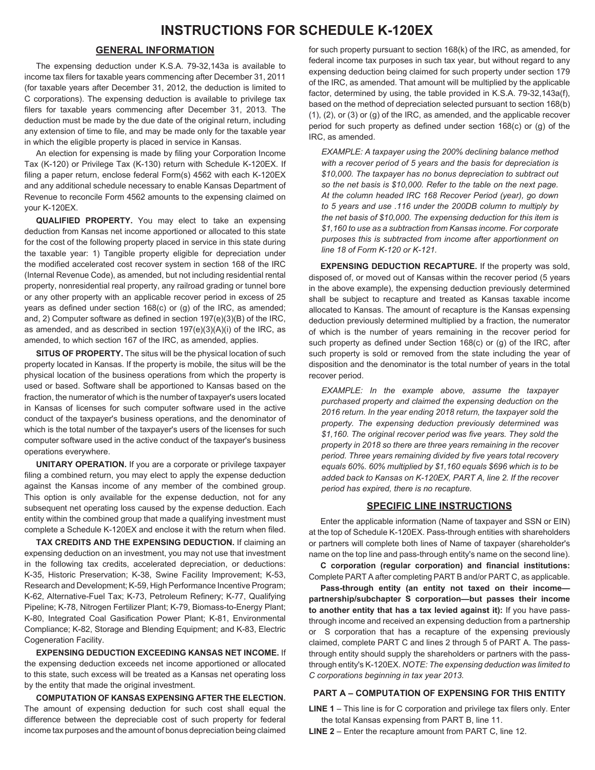# INSTRUCTIONS FOR SCHEDULE K-120EX

## GENERAL INFORMATION

The expensing deduction under K.S.A. 79-32,143a is available to income tax filers for taxable years commencing after December 31, 2011 (for taxable years after December 31, 2012, the deduction is limited to C corporations). The expensing deduction is available to privilege tax filers for taxable years commencing after December 31, 2013. The deduction must be made by the due date of the original return, including any extension of time to file, and may be made only for the taxable year in which the eligible property is placed in service in Kansas.

An election for expensing is made by filing your Corporation Income Tax (K-120) or Privilege Tax (K-130) return with Schedule K-120EX. If filing a paper return, enclose federal Form(s) 4562 with each K-120EX and any additional schedule necessary to enable Kansas Department of Revenue to reconcile Form 4562 amounts to the expensing claimed on your K-120EX.

**QUALIFIED PROPERTY.** You may elect to take an expensing deduction from Kansas net income apportioned or allocated to this state for the cost of the following property placed in service in this state during the taxable year: 1) Tangible property eligible for depreciation under the modified accelerated cost recover system in section 168 of the IRC (Internal Revenue Code), as amended, but not including residential rental property, nonresidential real property, any railroad grading or tunnel bore or any other property with an applicable recover period in excess of 25 years as defined under section 168(c) or (g) of the IRC, as amended; and, 2) Computer software as defined in section 197(e)(3)(B) of the IRC, as amended, and as described in section 197(e)(3)(A)(i) of the IRC, as amended, to which section 167 of the IRC, as amended, applies.

**SITUS OF PROPERTY.** The situs will be the physical location of such property located in Kansas. If the property is mobile, the situs will be the physical location of the business operations from which the property is used or based. Software shall be apportioned to Kansas based on the fraction, the numerator of which is the number of taxpayer's users located in Kansas of licenses for such computer software used in the active conduct of the taxpayer's business operations, and the denominator of which is the total number of the taxpayer's users of the licenses for such computer software used in the active conduct of the taxpayer's business operations everywhere.

**UNITARY OPERATION.** If you are a corporate or privilege taxpayer filing a combined return, you may elect to apply the expense deduction against the Kansas income of any member of the combined group. This option is only available for the expense deduction, not for any subsequent net operating loss caused by the expense deduction. Each entity within the combined group that made a qualifying investment must complete a Schedule K-120EX and enclose it with the return when filed.

**TAX CREDITS AND THE EXPENSING DEDUCTION.** If claiming an expensing deduction on an investment, you may not use that investment in the following tax credits, accelerated depreciation, or deductions: K-35, Historic Preservation; K-38, Swine Facility Improvement; K-53, Research and Development; K-59, High Performance Incentive Program; K-62, Alternative-Fuel Tax; K-73, Petroleum Refinery; K-77, Qualifying Pipeline; K-78, Nitrogen Fertilizer Plant; K-79, Biomass-to-Energy Plant; K-80, Integrated Coal Gasification Power Plant; K-81, Environmental Compliance; K-82, Storage and Blending Equipment; and K-83, Electric Cogeneration Facility.

**EXPENSING DEDUCTION EXCEEDING KANSAS NET INCOME.** If the expensing deduction exceeds net income apportioned or allocated to this state, such excess will be treated as a Kansas net operating loss by the entity that made the original investment.

**COMPUTATION OF KANSAS EXPENSING AFTER THE ELECTION.** The amount of expensing deduction for such cost shall equal the difference between the depreciable cost of such property for federal income tax purposes and the amount of bonus depreciation being claimed for such property pursuant to section 168(k) of the IRC, as amended, for federal income tax purposes in such tax year, but without regard to any expensing deduction being claimed for such property under section 179 of the IRC, as amended. That amount will be multiplied by the applicable factor, determined by using, the table provided in K.S.A. 79-32,143a(f), based on the method of depreciation selected pursuant to section 168(b) (1), (2), or (3) or (g) of the IRC, as amended, and the applicable recover period for such property as defined under section 168(c) or (g) of the IRC, as amended.

*EXAMPLE: A taxpayer using the 200% declining balance method with a recover period of 5 years and the basis for depreciation is $10,000. The taxpayer has no bonus depreciation to subtract out so the net basis is $10,000. Refer to the table on the next page. At the column headed IRC 168 Recover Period (year), go down to 5 years and use .116 under the 200DB column to multiply by the net basis of $10,000. The expensing deduction for this item is $1,160 to use as a subtraction from Kansas income. For corporate purposes this is subtracted from income after apportionment on line 18 of Form K-120 or K-121.*

**EXPENSING DEDUCTION RECAPTURE.** If the property was sold, disposed of, or moved out of Kansas within the recover period (5 years in the above example), the expensing deduction previously determined shall be subject to recapture and treated as Kansas taxable income allocated to Kansas. The amount of recapture is the Kansas expensing deduction previously determined multiplied by a fraction, the numerator of which is the number of years remaining in the recover period for such property as defined under Section 168(c) or (g) of the IRC, after such property is sold or removed from the state including the year of disposition and the denominator is the total number of years in the total recover period.

*EXAMPLE: In the example above, assume the taxpayer purchased property and claimed the expensing deduction on the 2016 return. In the year ending 2018 return, the taxpayer sold the property. The expensing deduction previously determined was $1,160. The original recover period was five years. They sold the property in 2018 so there are three years remaining in the recover period. Three years remaining divided by five years total recovery equals 60%. 60% multiplied by $1,160 equals $696 which is to be added back to Kansas on K-120EX, PART A, line 2. If the recover period has expired, there is no recapture.*

## SPECIFIC LINE INSTRUCTIONS

Enter the applicable information (Name of taxpayer and SSN or EIN) at the top of Schedule K-120EX. Pass-through entities with shareholders or partners will complete both lines of Name of taxpayer (shareholder's name on the top line and pass-through entity's name on the second line).

**C corporation (regular corporation) and financial institutions:** Complete PART A after completing PART B and/or PART C, as applicable.

**Pass-through entity (an entity not taxed on their income—partnership/subchapter S corporation—but passes their income to another entity that has a tax levied against it):** If you have pass-through income and received an expensing deduction from a partnership or S corporation that has a recapture of the expensing previously claimed, complete PART C and lines 2 through 5 of PART A. The pass-through entity should supply the shareholders or partners with the pass-through entity's K-120EX. *NOTE: The expensing deduction was limited to C corporations beginning in tax year 2013.*

### PART A – COMPUTATION OF EXPENSING FOR THIS ENTITY

**LINE 1** – This line is for C corporation and privilege tax filers only. Enter the total Kansas expensing from PART B, line 11.

**LINE 2** – Enter the recapture amount from PART C, line 12.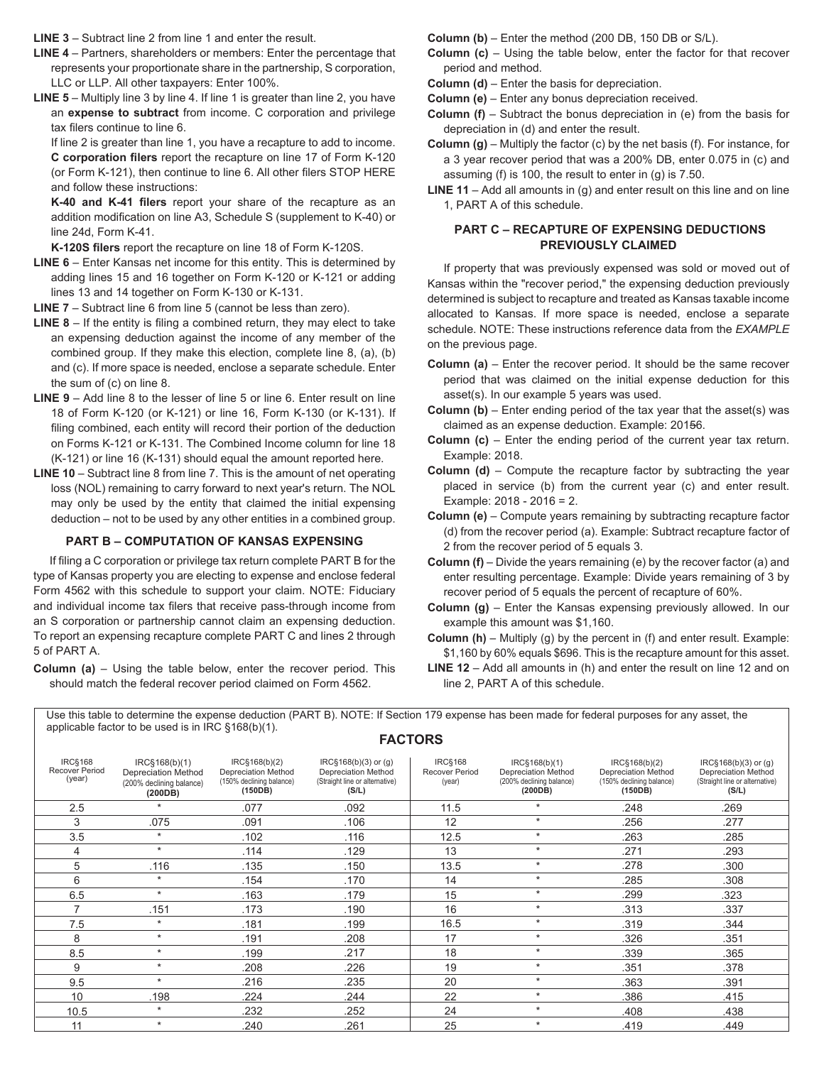**LINE 3** – Subtract line 2 from line 1 and enter the result.

**LINE 4** – Partners, shareholders or members: Enter the percentage that represents your proportionate share in the partnership, S corporation, LLC or LLP. All other taxpayers: Enter 100%.

**LINE 5** – Multiply line 3 by line 4. If line 1 is greater than line 2, you have an **expense to subtract** from income. C corporation and privilege tax filers continue to line 6.

If line 2 is greater than line 1, you have a recapture to add to income. **C corporation filers** report the recapture on line 17 of Form K-120 (or Form K-121), then continue to line 6. All other filers STOP HERE and follow these instructions:

**K-40 and K-41 filers** report your share of the recapture as an addition modification on line A3, Schedule S (supplement to K-40) or line 24d, Form K-41.

**K-120S filers** report the recapture on line 18 of Form K-120S.

**LINE 6** – Enter Kansas net income for this entity. This is determined by adding lines 15 and 16 together on Form K-120 or K-121 or adding lines 13 and 14 together on Form K-130 or K-131.

**LINE 7** – Subtract line 6 from line 5 (cannot be less than zero).

**LINE 8** – If the entity is filing a combined return, they may elect to take an expensing deduction against the income of any member of the combined group. If they make this election, complete line 8, (a), (b) and (c). If more space is needed, enclose a separate schedule. Enter the sum of (c) on line 8.

**LINE 9** – Add line 8 to the lesser of line 5 or line 6. Enter result on line 18 of Form K-120 (or K-121) or line 16, Form K-130 (or K-131). If filing combined, each entity will record their portion of the deduction on Forms K-121 or K-131. The Combined Income column for line 18 (K-121) or line 16 (K-131) should equal the amount reported here.

**LINE 10** – Subtract line 8 from line 7. This is the amount of net operating loss (NOL) remaining to carry forward to next year's return. The NOL may only be used by the entity that claimed the initial expensing deduction – not to be used by any other entities in a combined group.

### PART B – COMPUTATION OF KANSAS EXPENSING

If filing a C corporation or privilege tax return complete PART B for the type of Kansas property you are electing to expense and enclose federal Form 4562 with this schedule to support your claim. NOTE: Fiduciary and individual income tax filers that receive pass-through income from an S corporation or partnership cannot claim an expensing deduction. To report an expensing recapture complete PART C and lines 2 through 5 of PART A.

**Column (a)** – Using the table below, enter the recover period. This should match the federal recover period claimed on Form 4562.

**Column (b)** – Enter the method (200 DB, 150 DB or S/L).

**Column (c)** – Using the table below, enter the factor for that recover period and method.

**Column (d)** – Enter the basis for depreciation.

**Column (e)** – Enter any bonus depreciation received.

**Column (f)** – Subtract the bonus depreciation in (e) from the basis for depreciation in (d) and enter the result.

**Column (g)** – Multiply the factor (c) by the net basis (f). For instance, for a 3 year recover period that was a 200% DB, enter 0.075 in (c) and assuming (f) is 100, the result to enter in (g) is 7.50.

**LINE 11** – Add all amounts in (g) and enter result on this line and on line 1, PART A of this schedule.

### PART C – RECAPTURE OF EXPENSING DEDUCTIONS PREVIOUSLY CLAIMED

If property that was previously expensed was sold or moved out of Kansas within the "recover period," the expensing deduction previously determined is subject to recapture and treated as Kansas taxable income allocated to Kansas. If more space is needed, enclose a separate schedule. NOTE: These instructions reference data from the *EXAMPLE* on the previous page.

**Column (a)** – Enter the recover period. It should be the same recover period that was claimed on the initial expense deduction for this asset(s). In our example 5 years was used.

**Column (b)** – Enter ending period of the tax year that the asset(s) was claimed as an expense deduction. Example: 20156.

**Column (c)** – Enter the ending period of the current year tax return. Example: 2018.

**Column (d)** – Compute the recapture factor by subtracting the year placed in service (b) from the current year (c) and enter result. Example: 2018 - 2016 = 2.

**Column (e)** – Compute years remaining by subtracting recapture factor (d) from the recover period (a). Example: Subtract recapture factor of 2 from the recover period of 5 equals 3.

**Column (f)** – Divide the years remaining (e) by the recover factor (a) and enter resulting percentage. Example: Divide years remaining of 3 by recover period of 5 equals the percent of recapture of 60%.

**Column (g)** – Enter the Kansas expensing previously allowed. In our example this amount was $1,160.

**Column (h)** – Multiply (g) by the percent in (f) and enter result. Example: $1,160 by 60% equals $696. This is the recapture amount for this asset.

**LINE 12** – Add all amounts in (h) and enter the result on line 12 and on line 2, PART A of this schedule.

Use this table to determine the expense deduction (PART B). NOTE: If Section 179 expense has been made for federal purposes for any asset, the applicable factor to be used is in IRC §168(b)(1).

**FACTORS**

| IRC§168 Recover Period (year) | IRC§168(b)(1) Depreciation Method (200% declining balance) (200DB) | IRC§168(b)(2) Depreciation Method (150% declining balance) (150DB) | IRC§168(b)(3) or (g) Depreciation Method (Straight line or alternative) (S/L) | IRC§168 Recover Period (year) | IRC§168(b)(1) Depreciation Method (200% declining balance) (200DB) | IRC§168(b)(2) Depreciation Method (150% declining balance) (150DB) | IRC§168(b)(3) or (g) Depreciation Method (Straight line or alternative) (S/L) |
|---|---|---|---|---|---|---|---|
| 2.5 | * | .077 | .092 | 11.5 | * | .248 | .269 |
| 3 | .075 | .091 | .106 | 12 | * | .256 | .277 |
| 3.5 | * | .102 | .116 | 12.5 | * | .263 | .285 |
| 4 | * | .114 | .129 | 13 | * | .271 | .293 |
| 5 | .116 | .135 | .150 | 13.5 | * | .278 | .300 |
| 6 | * | .154 | .170 | 14 | * | .285 | .308 |
| 6.5 | * | .163 | .179 | 15 | * | .299 | .323 |
| 7 | .151 | .173 | .190 | 16 | * | .313 | .337 |
| 7.5 | * | .181 | .199 | 16.5 | * | .319 | .344 |
| 8 | * | .191 | .208 | 17 | * | .326 | .351 |
| 8.5 | * | .199 | .217 | 18 | * | .339 | .365 |
| 9 | * | .208 | .226 | 19 | * | .351 | .378 |
| 9.5 | * | .216 | .235 | 20 | * | .363 | .391 |
| 10 | .198 | .224 | .244 | 22 | * | .386 | .415 |
| 10.5 | * | .232 | .252 | 24 | * | .408 | .438 |
| 11 | * | .240 | .261 | 25 | * | .419 | .449 |